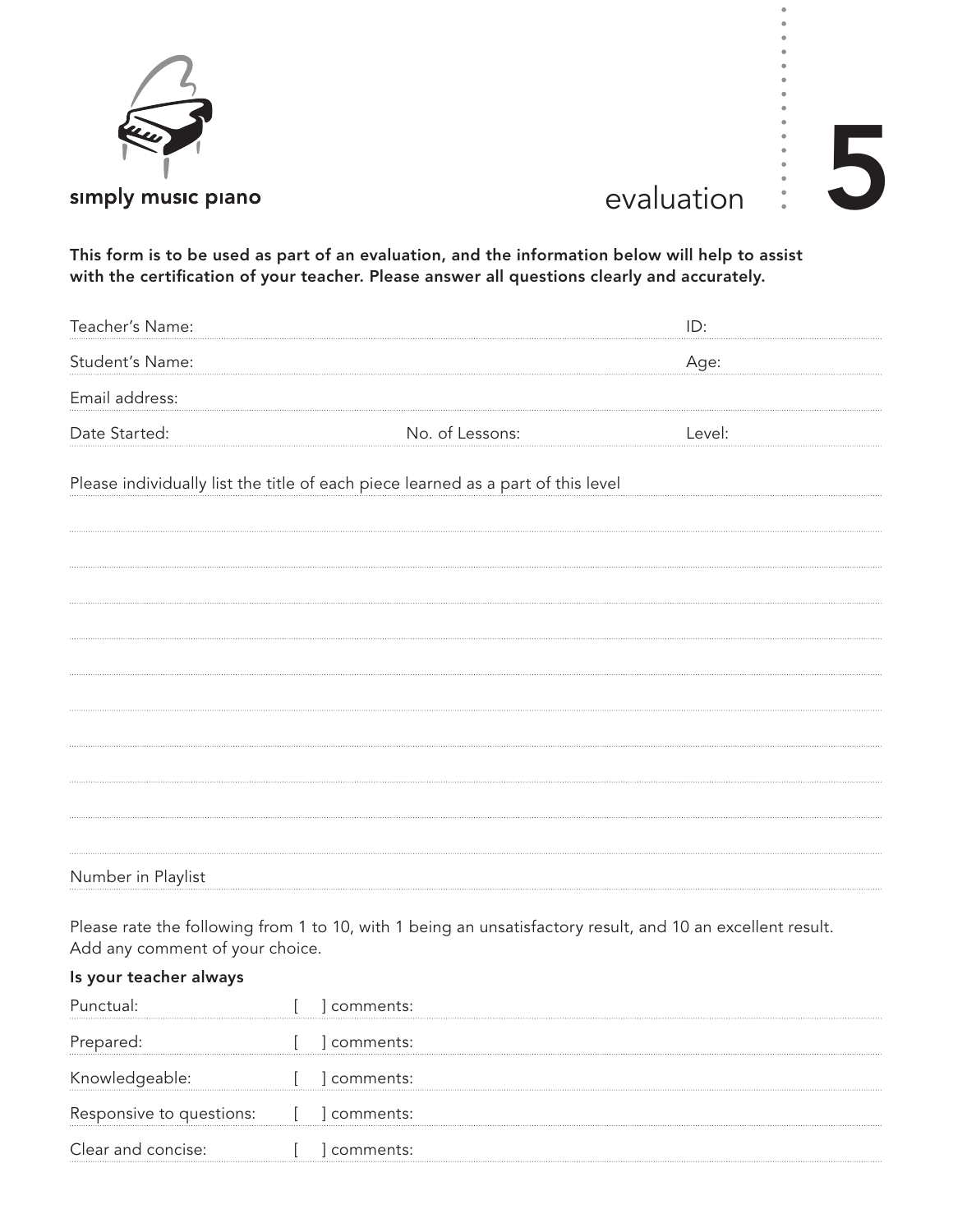simply music piano

# evaluation 5

**This form is to be used as part of an evaluation, and the information below will help to assist with the certification of your teacher. Please answer all questions clearly and accurately.**

Teacher's Name: ID:

Student's Name: Age:

Email address:

Date Started: No. of Lessons: Level:

Please individually list the title of each piece learned as a part of this level

Number in Playlist

Please rate the following from 1 to 10, with 1 being an unsatisfactory result, and 10 an excellent result. Add any comment of your choice.

**Is your teacher always**

Punctual: [ ] comments:

Prepared: [ ] comments:

Knowledgeable: [ ] comments:

Responsive to questions: [ ] comments:

Clear and concise: [ ] comments: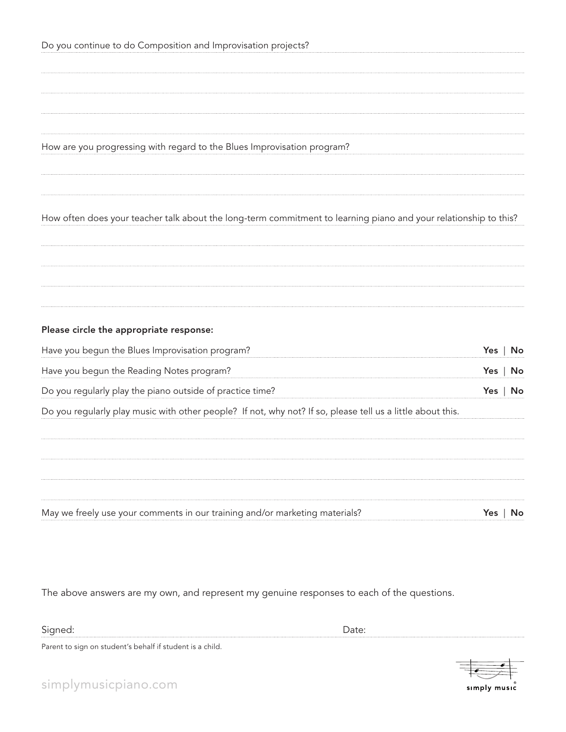Do you continue to do Composition and Improvisation projects?

How are you progressing with regard to the Blues Improvisation program?

How often does your teacher talk about the long-term commitment to learning piano and your relationship to this?

**Please circle the appropriate response:**

| | |
|---|---|
| Have you begun the Blues Improvisation program? | **Yes** \| **No** |
| Have you begun the Reading Notes program? | **Yes** \| **No** |
| Do you regularly play the piano outside of practice time? | **Yes** \| **No** |

Do you regularly play music with other people? If not, why not? If so, please tell us a little about this.

May we freely use your comments in our training and/or marketing materials? **Yes** | **No**

The above answers are my own, and represent my genuine responses to each of the questions.

Signed: Date:

Parent to sign on student's behalf if student is a child.

simplymusicpiano.com

simply music®